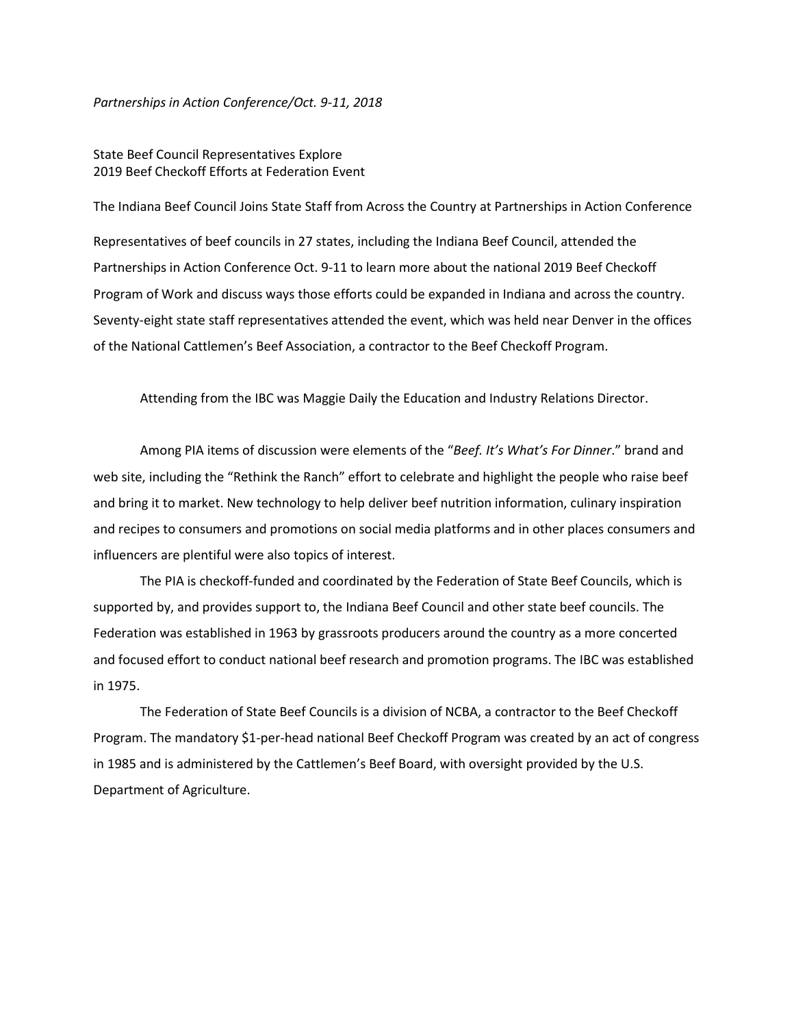*Partnerships in Action Conference/Oct. 9-11, 2018*

State Beef Council Representatives Explore
2019 Beef Checkoff Efforts at Federation Event

The Indiana Beef Council Joins State Staff from Across the Country at Partnerships in Action Conference

Representatives of beef councils in 27 states, including the Indiana Beef Council, attended the Partnerships in Action Conference Oct. 9-11 to learn more about the national 2019 Beef Checkoff Program of Work and discuss ways those efforts could be expanded in Indiana and across the country. Seventy-eight state staff representatives attended the event, which was held near Denver in the offices of the National Cattlemen's Beef Association, a contractor to the Beef Checkoff Program.

Attending from the IBC was Maggie Daily the Education and Industry Relations Director.

Among PIA items of discussion were elements of the "*Beef. It's What's For Dinner*." brand and web site, including the "Rethink the Ranch" effort to celebrate and highlight the people who raise beef and bring it to market. New technology to help deliver beef nutrition information, culinary inspiration and recipes to consumers and promotions on social media platforms and in other places consumers and influencers are plentiful were also topics of interest.

The PIA is checkoff-funded and coordinated by the Federation of State Beef Councils, which is supported by, and provides support to, the Indiana Beef Council and other state beef councils. The Federation was established in 1963 by grassroots producers around the country as a more concerted and focused effort to conduct national beef research and promotion programs. The IBC was established in 1975.

The Federation of State Beef Councils is a division of NCBA, a contractor to the Beef Checkoff Program. The mandatory $1-per-head national Beef Checkoff Program was created by an act of congress in 1985 and is administered by the Cattlemen's Beef Board, with oversight provided by the U.S. Department of Agriculture.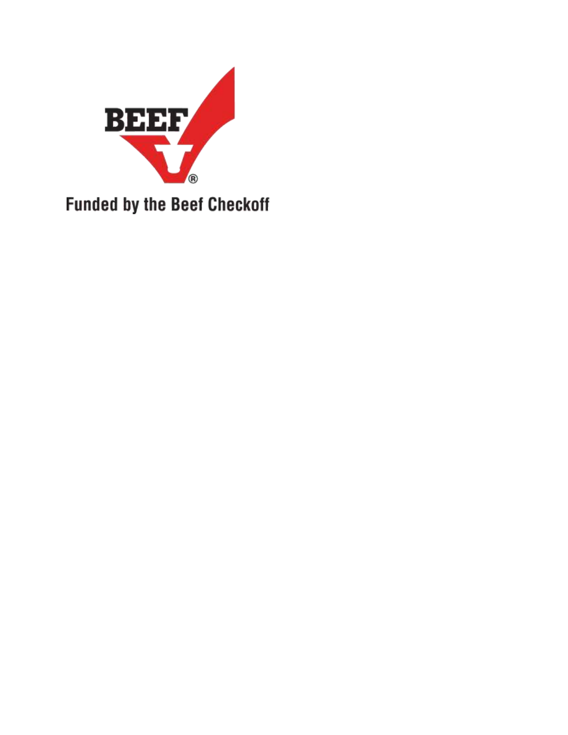BEEF

®

Funded by the Beef Checkoff